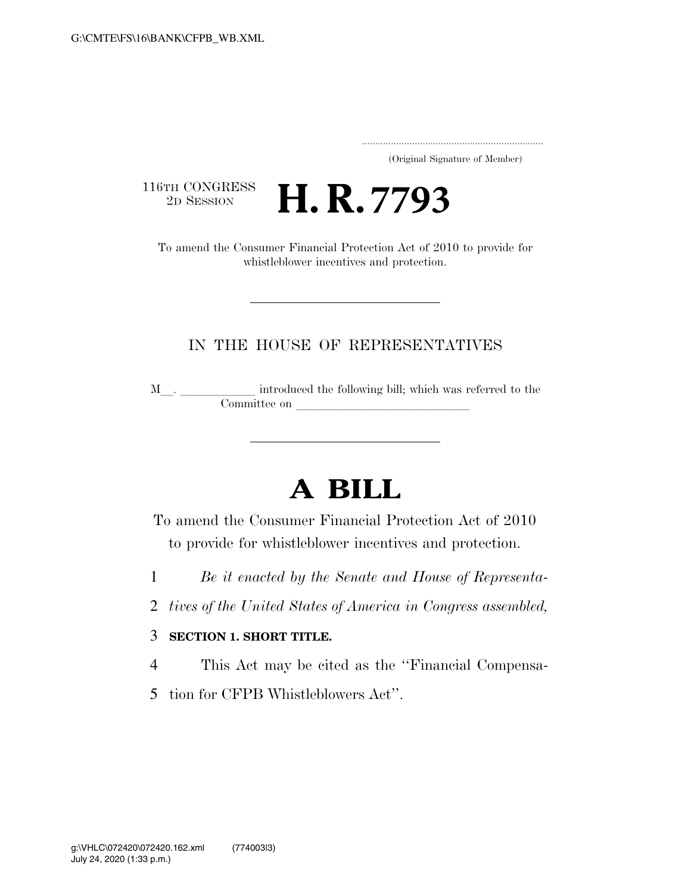(Original Signature of Member)

116TH CONGRESS
2D SESSION

# H. R. 7793

To amend the Consumer Financial Protection Act of 2010 to provide for whistleblower incentives and protection.

IN THE HOUSE OF REPRESENTATIVES

M__. ____________ introduced the following bill; which was referred to the Committee on ____________________________

# A BILL

To amend the Consumer Financial Protection Act of 2010 to provide for whistleblower incentives and protection.

1 *Be it enacted by the Senate and House of Representa-*
2 *tives of the United States of America in Congress assembled,*

3 **SECTION 1. SHORT TITLE.**

4 This Act may be cited as the "Financial Compensa-
5 tion for CFPB Whistleblowers Act".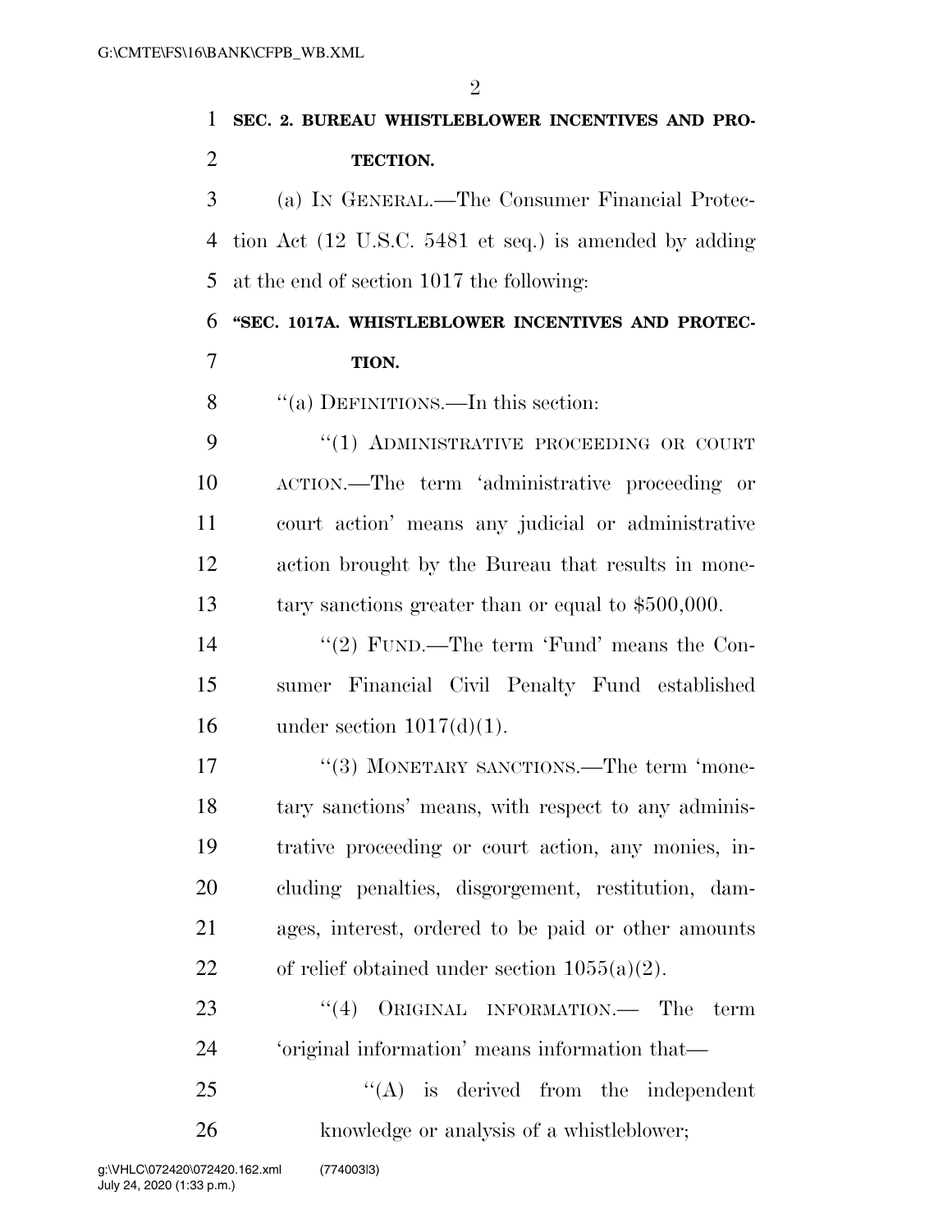**SEC. 2. BUREAU WHISTLEBLOWER INCENTIVES AND PROTECTION.**

(a) IN GENERAL.—The Consumer Financial Protection Act (12 U.S.C. 5481 et seq.) is amended by adding at the end of section 1017 the following:

**"SEC. 1017A. WHISTLEBLOWER INCENTIVES AND PROTECTION.**

"(a) DEFINITIONS.—In this section:

"(1) ADMINISTRATIVE PROCEEDING OR COURT ACTION.—The term 'administrative proceeding or court action' means any judicial or administrative action brought by the Bureau that results in monetary sanctions greater than or equal to $500,000.

"(2) FUND.—The term 'Fund' means the Consumer Financial Civil Penalty Fund established under section 1017(d)(1).

"(3) MONETARY SANCTIONS.—The term 'monetary sanctions' means, with respect to any administrative proceeding or court action, any monies, including penalties, disgorgement, restitution, damages, interest, ordered to be paid or other amounts of relief obtained under section 1055(a)(2).

"(4) ORIGINAL INFORMATION.— The term 'original information' means information that—

"(A) is derived from the independent knowledge or analysis of a whistleblower;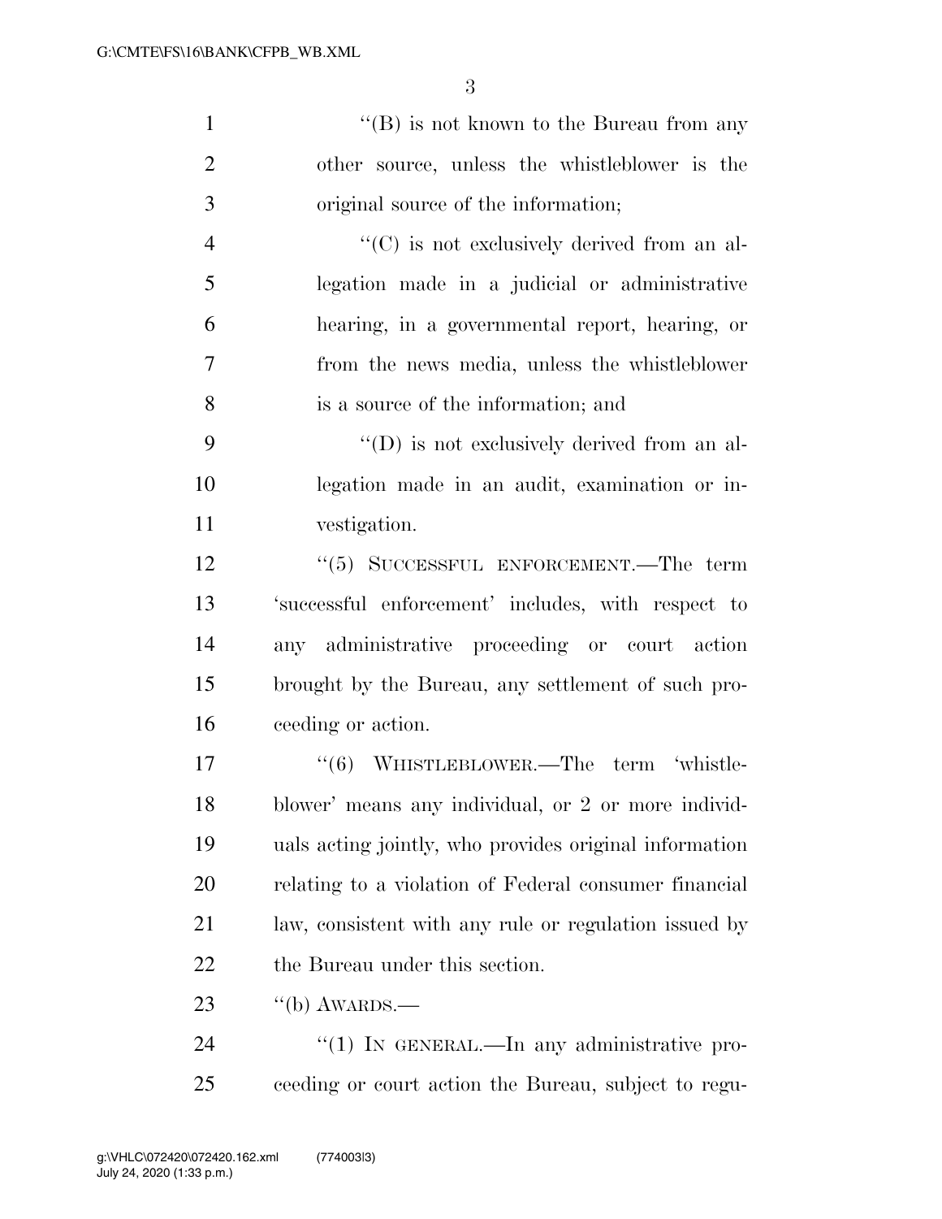''(B) is not known to the Bureau from any other source, unless the whistleblower is the original source of the information;

''(C) is not exclusively derived from an allegation made in a judicial or administrative hearing, in a governmental report, hearing, or from the news media, unless the whistleblower is a source of the information; and

''(D) is not exclusively derived from an allegation made in an audit, examination or investigation.

''(5) SUCCESSFUL ENFORCEMENT.—The term 'successful enforcement' includes, with respect to any administrative proceeding or court action brought by the Bureau, any settlement of such proceeding or action.

''(6) WHISTLEBLOWER.—The term 'whistleblower' means any individual, or 2 or more individuals acting jointly, who provides original information relating to a violation of Federal consumer financial law, consistent with any rule or regulation issued by the Bureau under this section.

''(b) AWARDS.—

''(1) IN GENERAL.—In any administrative proceeding or court action the Bureau, subject to regu-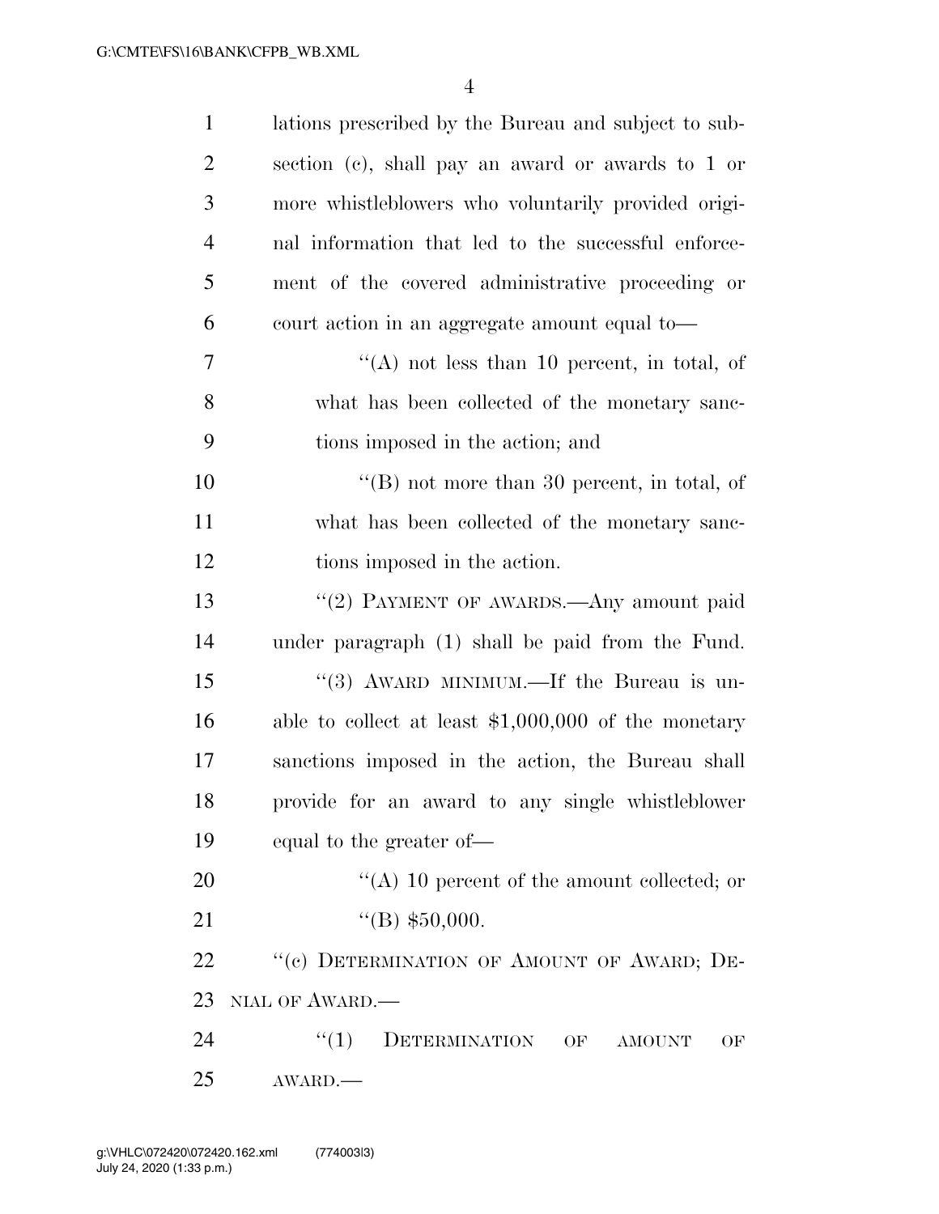lations prescribed by the Bureau and subject to subsection (c), shall pay an award or awards to 1 or more whistleblowers who voluntarily provided original information that led to the successful enforcement of the covered administrative proceeding or court action in an aggregate amount equal to—

''(A) not less than 10 percent, in total, of what has been collected of the monetary sanctions imposed in the action; and

''(B) not more than 30 percent, in total, of what has been collected of the monetary sanctions imposed in the action.

''(2) PAYMENT OF AWARDS.—Any amount paid under paragraph (1) shall be paid from the Fund.

''(3) AWARD MINIMUM.—If the Bureau is unable to collect at least $1,000,000 of the monetary sanctions imposed in the action, the Bureau shall provide for an award to any single whistleblower equal to the greater of—

''(A) 10 percent of the amount collected; or

''(B) $50,000.

''(c) DETERMINATION OF AMOUNT OF AWARD; DENIAL OF AWARD.—

''(1) DETERMINATION OF AMOUNT OF AWARD.—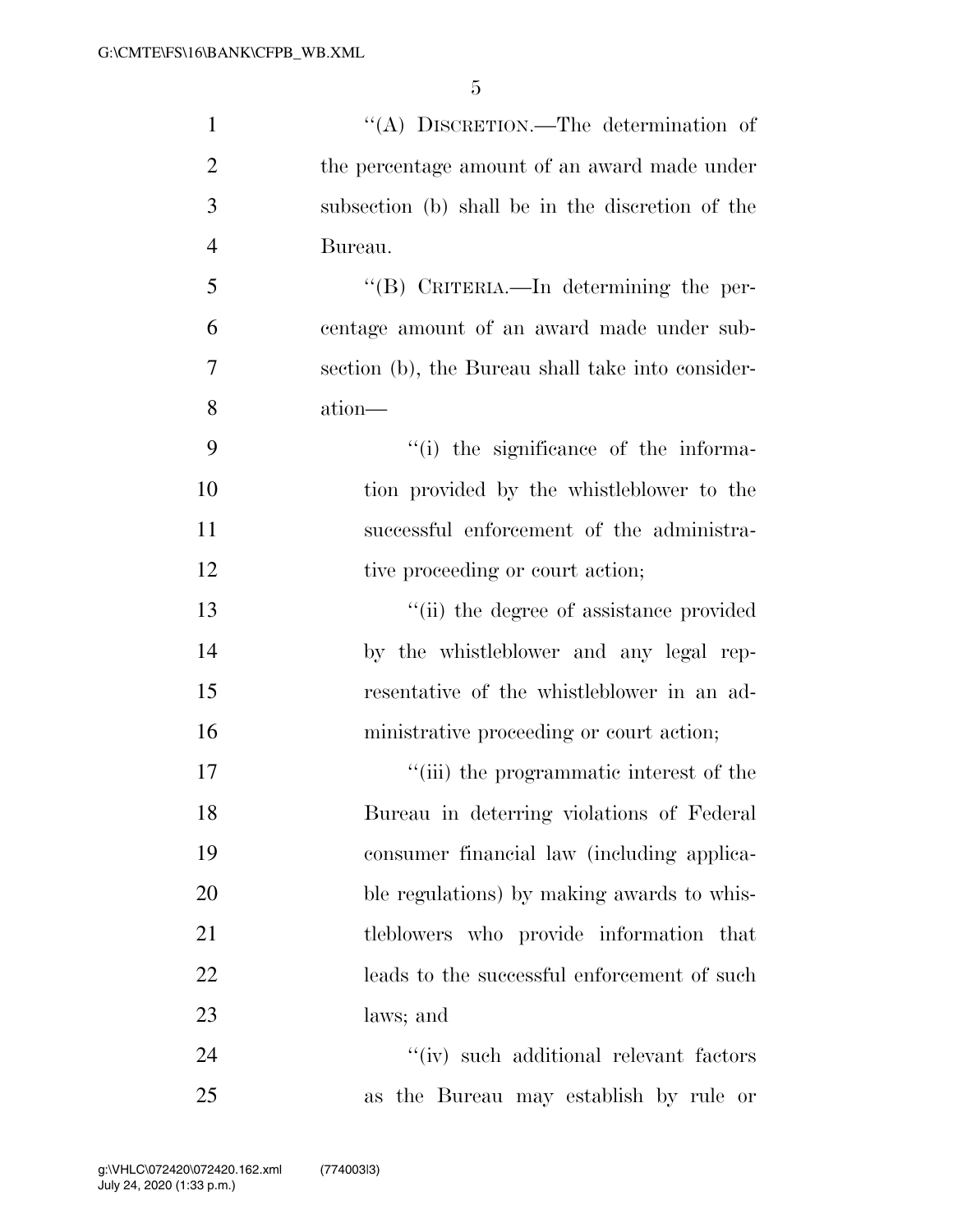''(A) DISCRETION.—The determination of the percentage amount of an award made under subsection (b) shall be in the discretion of the Bureau.

''(B) CRITERIA.—In determining the percentage amount of an award made under subsection (b), the Bureau shall take into consideration—

''(i) the significance of the information provided by the whistleblower to the successful enforcement of the administrative proceeding or court action;

''(ii) the degree of assistance provided by the whistleblower and any legal representative of the whistleblower in an administrative proceeding or court action;

''(iii) the programmatic interest of the Bureau in deterring violations of Federal consumer financial law (including applicable regulations) by making awards to whistleblowers who provide information that leads to the successful enforcement of such laws; and

''(iv) such additional relevant factors as the Bureau may establish by rule or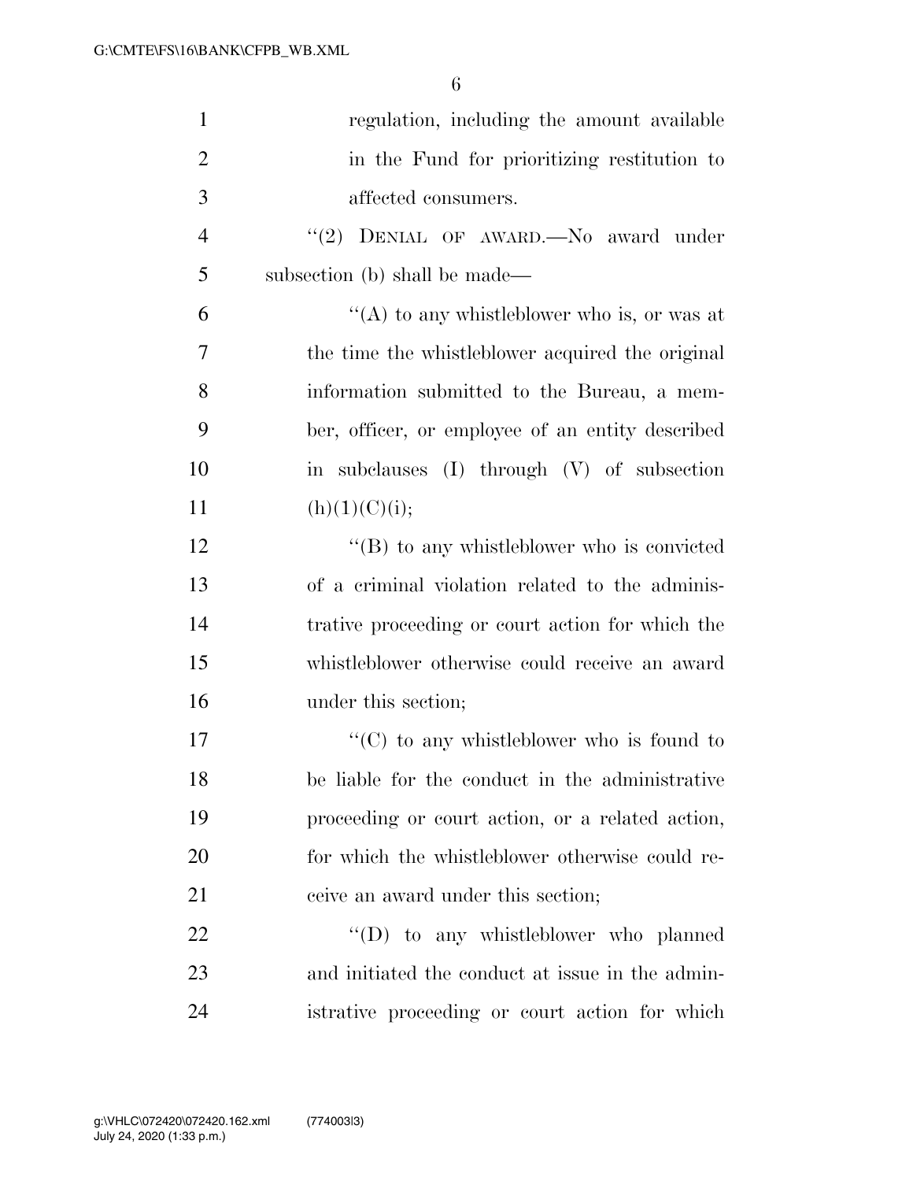regulation, including the amount available in the Fund for prioritizing restitution to affected consumers.

"(2) DENIAL OF AWARD.—No award under subsection (b) shall be made—

"(A) to any whistleblower who is, or was at the time the whistleblower acquired the original information submitted to the Bureau, a member, officer, or employee of an entity described in subclauses (I) through (V) of subsection (h)(1)(C)(i);

"(B) to any whistleblower who is convicted of a criminal violation related to the administrative proceeding or court action for which the whistleblower otherwise could receive an award under this section;

"(C) to any whistleblower who is found to be liable for the conduct in the administrative proceeding or court action, or a related action, for which the whistleblower otherwise could receive an award under this section;

"(D) to any whistleblower who planned and initiated the conduct at issue in the administrative proceeding or court action for which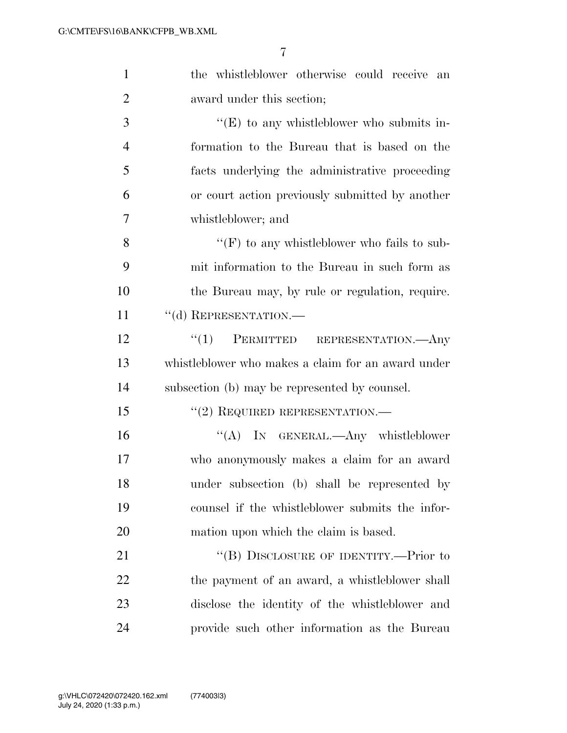the whistleblower otherwise could receive an award under this section;

"(E) to any whistleblower who submits information to the Bureau that is based on the facts underlying the administrative proceeding or court action previously submitted by another whistleblower; and

"(F) to any whistleblower who fails to submit information to the Bureau in such form as the Bureau may, by rule or regulation, require.

"(d) REPRESENTATION.—

"(1) PERMITTED REPRESENTATION.—Any whistleblower who makes a claim for an award under subsection (b) may be represented by counsel.

"(2) REQUIRED REPRESENTATION.—

"(A) IN GENERAL.—Any whistleblower who anonymously makes a claim for an award under subsection (b) shall be represented by counsel if the whistleblower submits the information upon which the claim is based.

"(B) DISCLOSURE OF IDENTITY.—Prior to the payment of an award, a whistleblower shall disclose the identity of the whistleblower and provide such other information as the Bureau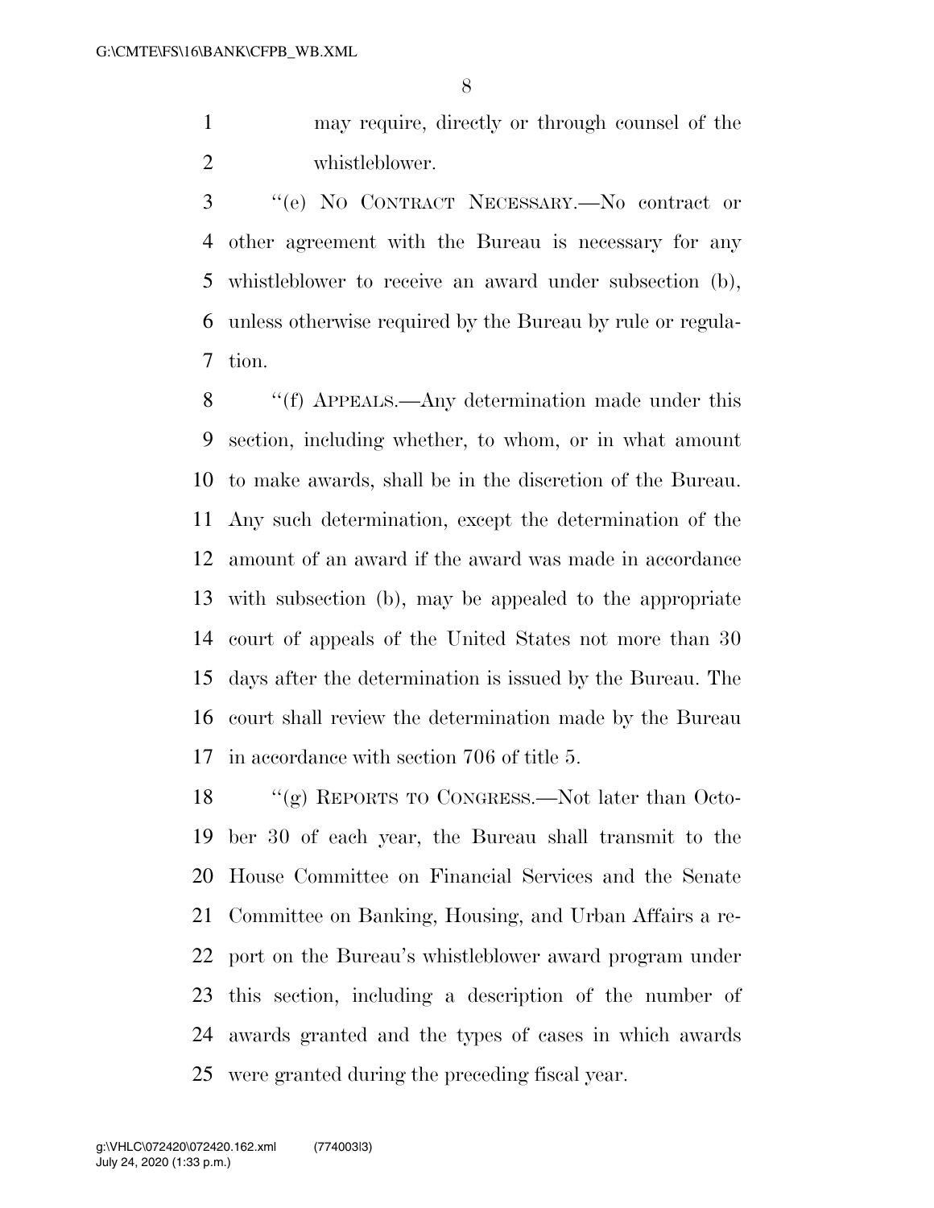may require, directly or through counsel of the whistleblower.

"(e) NO CONTRACT NECESSARY.—No contract or other agreement with the Bureau is necessary for any whistleblower to receive an award under subsection (b), unless otherwise required by the Bureau by rule or regulation.

"(f) APPEALS.—Any determination made under this section, including whether, to whom, or in what amount to make awards, shall be in the discretion of the Bureau. Any such determination, except the determination of the amount of an award if the award was made in accordance with subsection (b), may be appealed to the appropriate court of appeals of the United States not more than 30 days after the determination is issued by the Bureau. The court shall review the determination made by the Bureau in accordance with section 706 of title 5.

"(g) REPORTS TO CONGRESS.—Not later than October 30 of each year, the Bureau shall transmit to the House Committee on Financial Services and the Senate Committee on Banking, Housing, and Urban Affairs a report on the Bureau's whistleblower award program under this section, including a description of the number of awards granted and the types of cases in which awards were granted during the preceding fiscal year.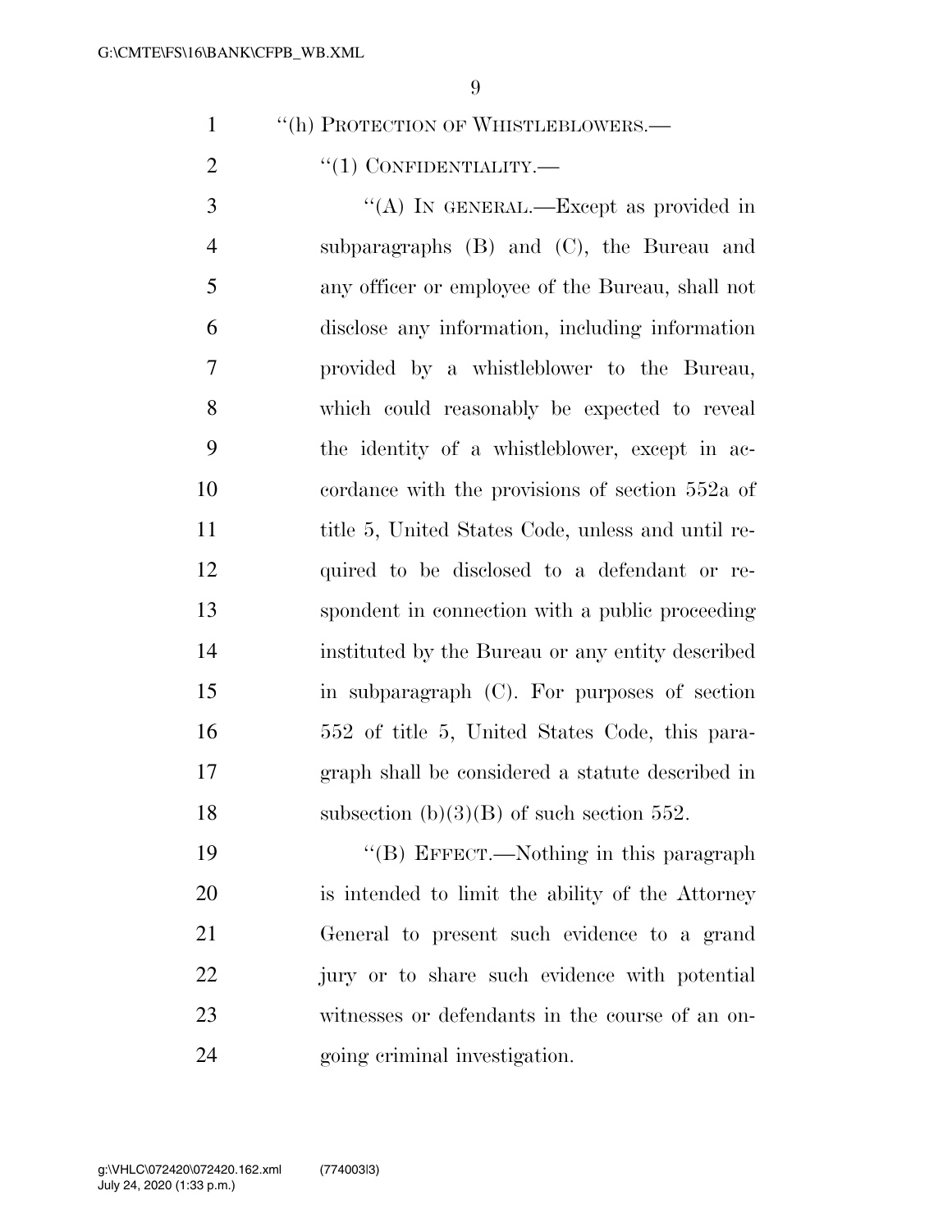"(h) PROTECTION OF WHISTLEBLOWERS.—

"(1) CONFIDENTIALITY.—

"(A) IN GENERAL.—Except as provided in subparagraphs (B) and (C), the Bureau and any officer or employee of the Bureau, shall not disclose any information, including information provided by a whistleblower to the Bureau, which could reasonably be expected to reveal the identity of a whistleblower, except in accordance with the provisions of section 552a of title 5, United States Code, unless and until required to be disclosed to a defendant or respondent in connection with a public proceeding instituted by the Bureau or any entity described in subparagraph (C). For purposes of section 552 of title 5, United States Code, this paragraph shall be considered a statute described in subsection (b)(3)(B) of such section 552.

"(B) EFFECT.—Nothing in this paragraph is intended to limit the ability of the Attorney General to present such evidence to a grand jury or to share such evidence with potential witnesses or defendants in the course of an ongoing criminal investigation.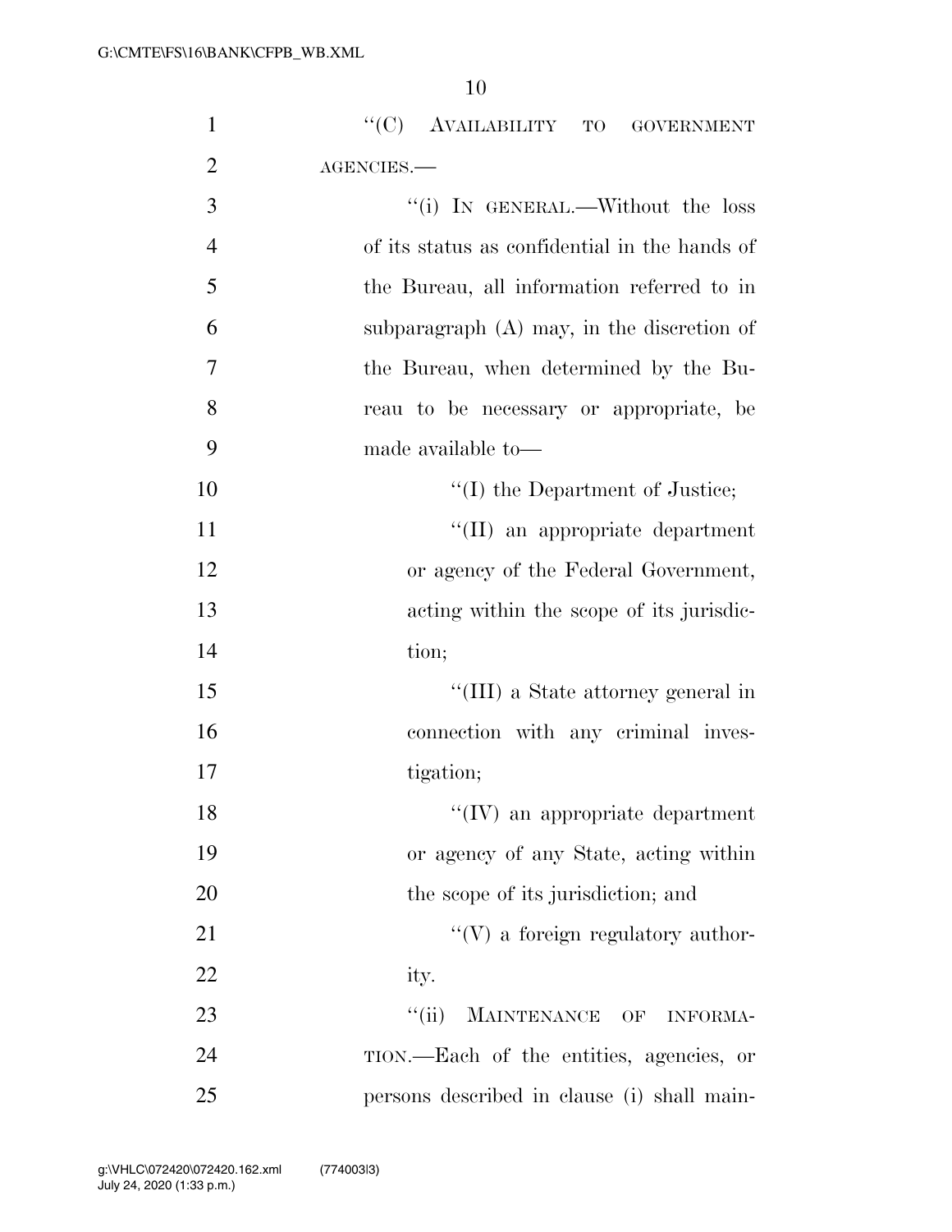''(C) AVAILABILITY TO GOVERNMENT AGENCIES.—

''(i) IN GENERAL.—Without the loss of its status as confidential in the hands of the Bureau, all information referred to in subparagraph (A) may, in the discretion of the Bureau, when determined by the Bureau to be necessary or appropriate, be made available to—

''(I) the Department of Justice;

''(II) an appropriate department or agency of the Federal Government, acting within the scope of its jurisdiction;

''(III) a State attorney general in connection with any criminal investigation;

''(IV) an appropriate department or agency of any State, acting within the scope of its jurisdiction; and

''(V) a foreign regulatory authority.

''(ii) MAINTENANCE OF INFORMATION.—Each of the entities, agencies, or persons described in clause (i) shall main-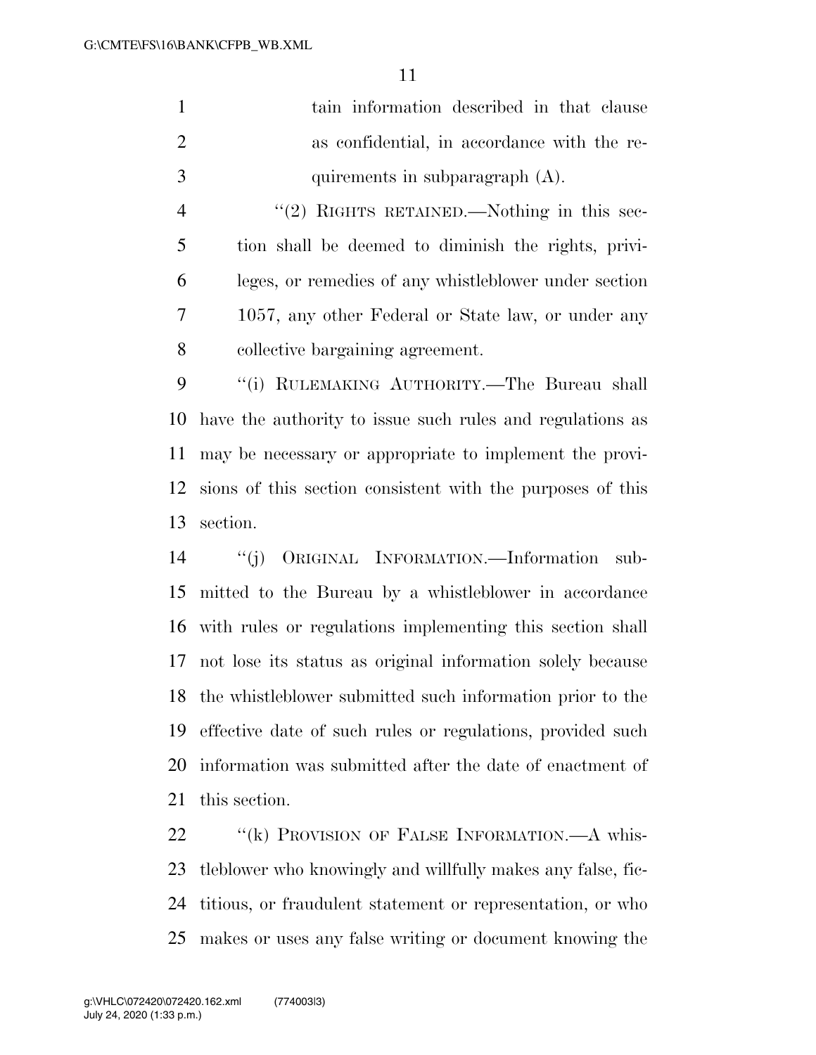tain information described in that clause as confidential, in accordance with the requirements in subparagraph (A).

"(2) RIGHTS RETAINED.—Nothing in this section shall be deemed to diminish the rights, privileges, or remedies of any whistleblower under section 1057, any other Federal or State law, or under any collective bargaining agreement.

"(i) RULEMAKING AUTHORITY.—The Bureau shall have the authority to issue such rules and regulations as may be necessary or appropriate to implement the provisions of this section consistent with the purposes of this section.

"(j) ORIGINAL INFORMATION.—Information submitted to the Bureau by a whistleblower in accordance with rules or regulations implementing this section shall not lose its status as original information solely because the whistleblower submitted such information prior to the effective date of such rules or regulations, provided such information was submitted after the date of enactment of this section.

"(k) PROVISION OF FALSE INFORMATION.—A whistleblower who knowingly and willfully makes any false, fictitious, or fraudulent statement or representation, or who makes or uses any false writing or document knowing the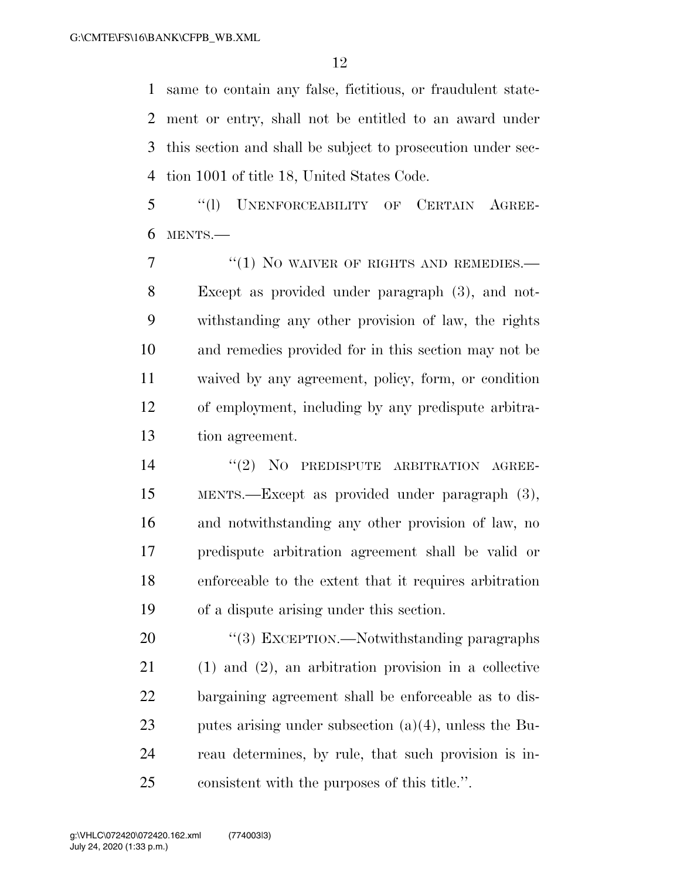same to contain any false, fictitious, or fraudulent statement or entry, shall not be entitled to an award under this section and shall be subject to prosecution under section 1001 of title 18, United States Code.

"(l) UNENFORCEABILITY OF CERTAIN AGREEMENTS.—

"(1) NO WAIVER OF RIGHTS AND REMEDIES.—Except as provided under paragraph (3), and notwithstanding any other provision of law, the rights and remedies provided for in this section may not be waived by any agreement, policy, form, or condition of employment, including by any predispute arbitration agreement.

"(2) NO PREDISPUTE ARBITRATION AGREEMENTS.—Except as provided under paragraph (3), and notwithstanding any other provision of law, no predispute arbitration agreement shall be valid or enforceable to the extent that it requires arbitration of a dispute arising under this section.

"(3) EXCEPTION.—Notwithstanding paragraphs (1) and (2), an arbitration provision in a collective bargaining agreement shall be enforceable as to disputes arising under subsection (a)(4), unless the Bureau determines, by rule, that such provision is inconsistent with the purposes of this title.".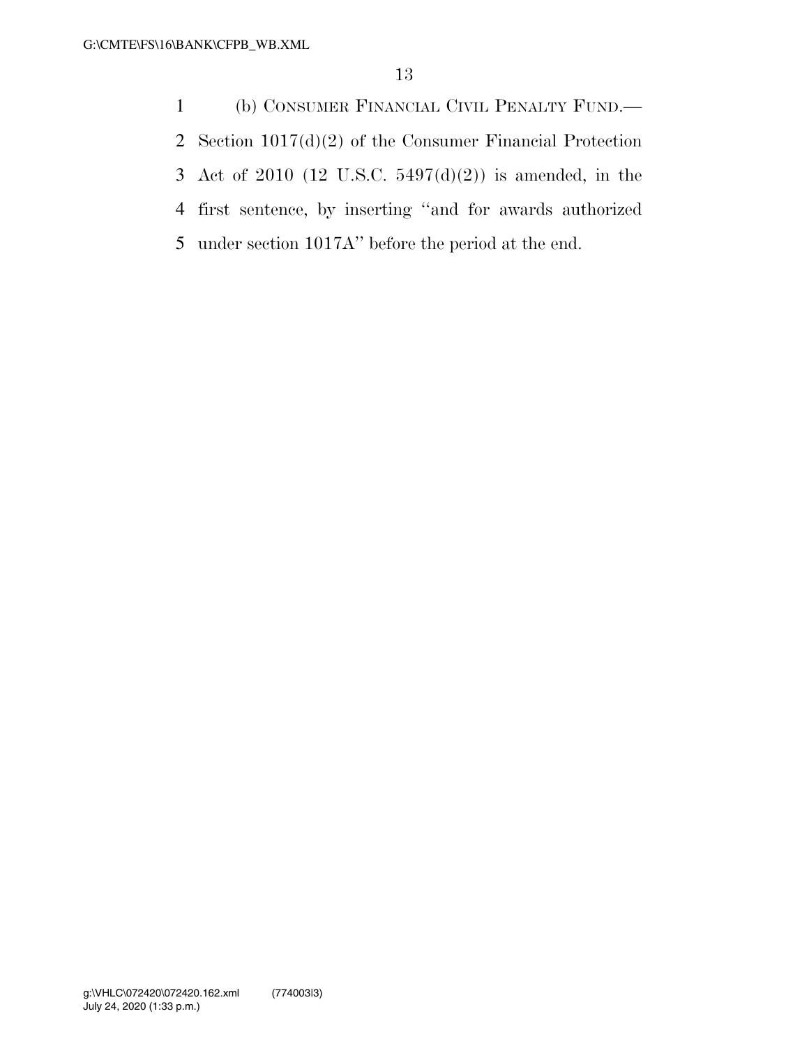(b) CONSUMER FINANCIAL CIVIL PENALTY FUND.—Section 1017(d)(2) of the Consumer Financial Protection Act of 2010 (12 U.S.C. 5497(d)(2)) is amended, in the first sentence, by inserting ''and for awards authorized under section 1017A'' before the period at the end.